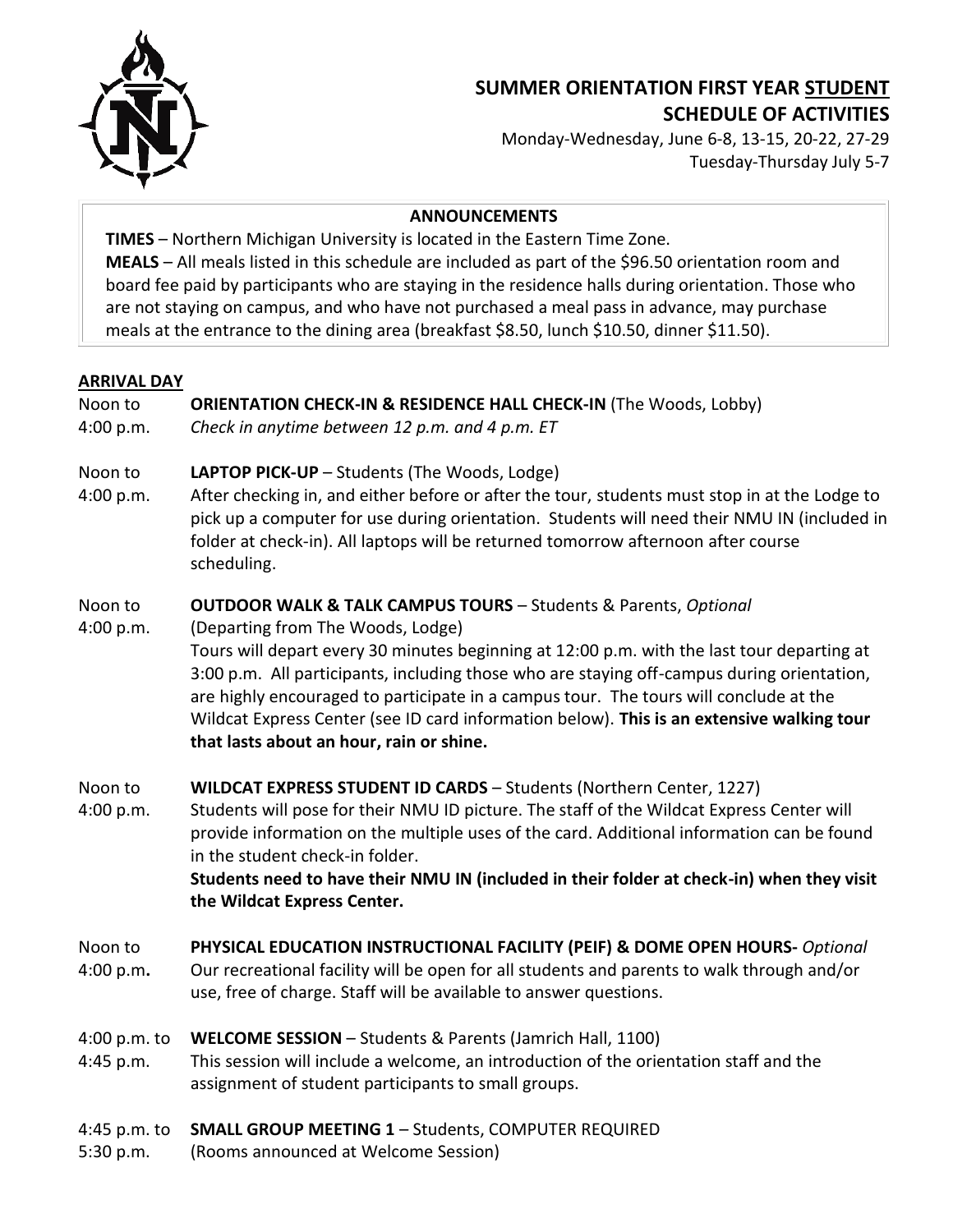# SUMMER ORIENTATION FIRST YEAR STUDENT SCHEDULE OF ACTIVITIES

Monday-Wednesday, June 6-8, 13-15, 20-22, 27-29
Tuesday-Thursday July 5-7

**ANNOUNCEMENTS**

**TIMES** – Northern Michigan University is located in the Eastern Time Zone.
**MEALS** – All meals listed in this schedule are included as part of the $96.50 orientation room and board fee paid by participants who are staying in the residence halls during orientation. Those who are not staying on campus, and who have not purchased a meal pass in advance, may purchase meals at the entrance to the dining area (breakfast $8.50, lunch $10.50, dinner $11.50).

## ARRIVAL DAY

**Noon to 4:00 p.m.** — **ORIENTATION CHECK-IN & RESIDENCE HALL CHECK-IN** (The Woods, Lobby)
*Check in anytime between 12 p.m. and 4 p.m. ET*

**Noon to 4:00 p.m.** — **LAPTOP PICK-UP** – Students (The Woods, Lodge)
After checking in, and either before or after the tour, students must stop in at the Lodge to pick up a computer for use during orientation. Students will need their NMU IN (included in folder at check-in). All laptops will be returned tomorrow afternoon after course scheduling.

**Noon to 4:00 p.m.** — **OUTDOOR WALK & TALK CAMPUS TOURS** – Students & Parents, *Optional*
(Departing from The Woods, Lodge)
Tours will depart every 30 minutes beginning at 12:00 p.m. with the last tour departing at 3:00 p.m. All participants, including those who are staying off-campus during orientation, are highly encouraged to participate in a campus tour. The tours will conclude at the Wildcat Express Center (see ID card information below). **This is an extensive walking tour that lasts about an hour, rain or shine.**

**Noon to 4:00 p.m.** — **WILDCAT EXPRESS STUDENT ID CARDS** – Students (Northern Center, 1227)
Students will pose for their NMU ID picture. The staff of the Wildcat Express Center will provide information on the multiple uses of the card. Additional information can be found in the student check-in folder.
**Students need to have their NMU IN (included in their folder at check-in) when they visit the Wildcat Express Center.**

**Noon to 4:00 p.m.** — **PHYSICAL EDUCATION INSTRUCTIONAL FACILITY (PEIF) & DOME OPEN HOURS-** *Optional*
Our recreational facility will be open for all students and parents to walk through and/or use, free of charge. Staff will be available to answer questions.

**4:00 p.m. to 4:45 p.m.** — **WELCOME SESSION** – Students & Parents (Jamrich Hall, 1100)
This session will include a welcome, an introduction of the orientation staff and the assignment of student participants to small groups.

**4:45 p.m. to 5:30 p.m.** — **SMALL GROUP MEETING 1** – Students, COMPUTER REQUIRED
(Rooms announced at Welcome Session)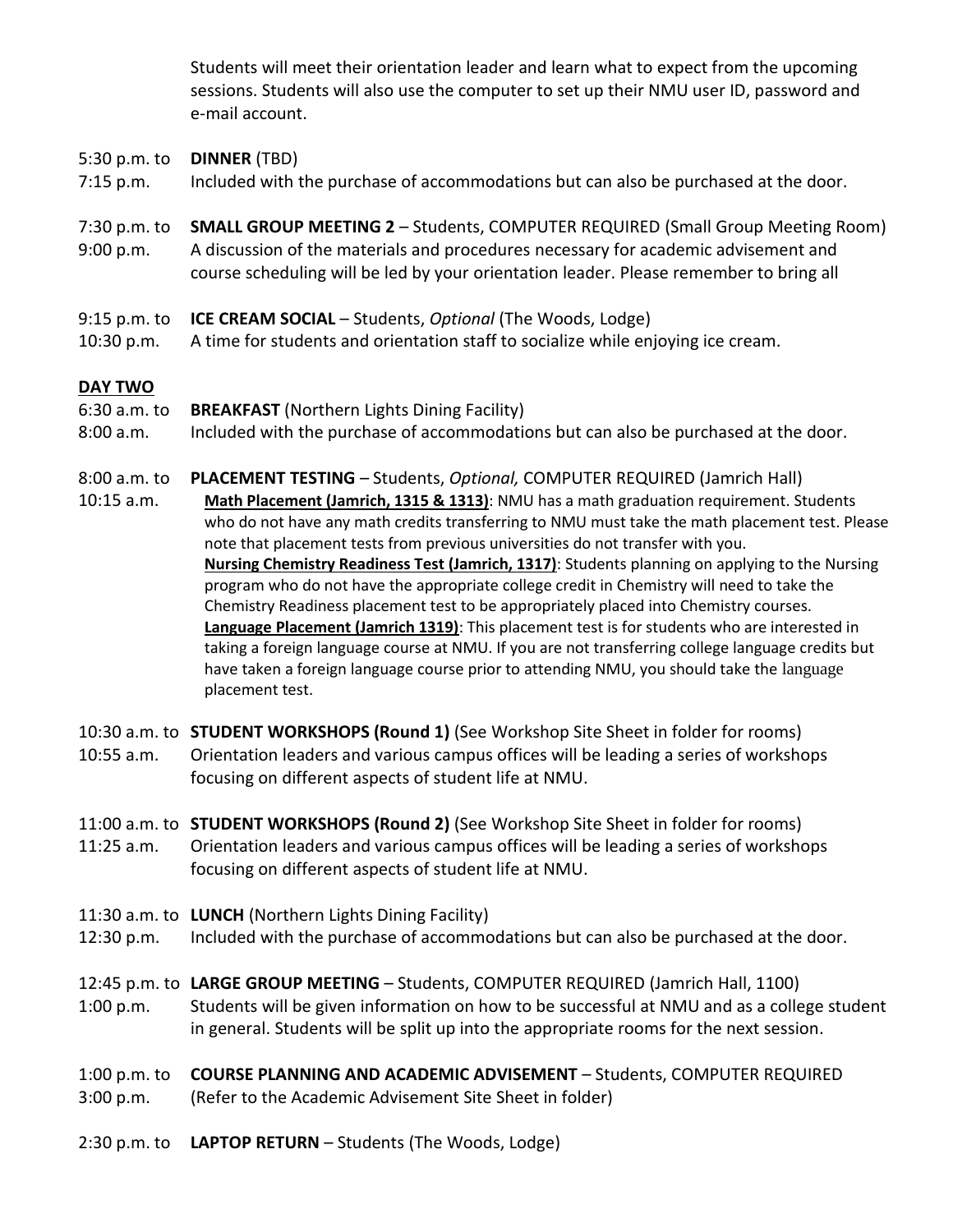Students will meet their orientation leader and learn what to expect from the upcoming sessions. Students will also use the computer to set up their NMU user ID, password and e-mail account.

5:30 p.m. to 7:15 p.m. **DINNER** (TBD)
Included with the purchase of accommodations but can also be purchased at the door.

7:30 p.m. to 9:00 p.m. **SMALL GROUP MEETING 2** – Students, COMPUTER REQUIRED (Small Group Meeting Room)
A discussion of the materials and procedures necessary for academic advisement and course scheduling will be led by your orientation leader. Please remember to bring all

9:15 p.m. to 10:30 p.m. **ICE CREAM SOCIAL** – Students, *Optional* (The Woods, Lodge)
A time for students and orientation staff to socialize while enjoying ice cream.

**DAY TWO**

6:30 a.m. to 8:00 a.m. **BREAKFAST** (Northern Lights Dining Facility)
Included with the purchase of accommodations but can also be purchased at the door.

8:00 a.m. to 10:15 a.m. **PLACEMENT TESTING** – Students, *Optional,* COMPUTER REQUIRED (Jamrich Hall)

**Math Placement (Jamrich, 1315 & 1313)**: NMU has a math graduation requirement. Students who do not have any math credits transferring to NMU must take the math placement test. Please note that placement tests from previous universities do not transfer with you.

**Nursing Chemistry Readiness Test (Jamrich, 1317)**: Students planning on applying to the Nursing program who do not have the appropriate college credit in Chemistry will need to take the Chemistry Readiness placement test to be appropriately placed into Chemistry courses.

**Language Placement (Jamrich 1319)**: This placement test is for students who are interested in taking a foreign language course at NMU. If you are not transferring college language credits but have taken a foreign language course prior to attending NMU, you should take the language placement test.

10:30 a.m. to 10:55 a.m. **STUDENT WORKSHOPS (Round 1)** (See Workshop Site Sheet in folder for rooms)
Orientation leaders and various campus offices will be leading a series of workshops focusing on different aspects of student life at NMU.

11:00 a.m. to 11:25 a.m. **STUDENT WORKSHOPS (Round 2)** (See Workshop Site Sheet in folder for rooms)
Orientation leaders and various campus offices will be leading a series of workshops focusing on different aspects of student life at NMU.

11:30 a.m. to 12:30 p.m. **LUNCH** (Northern Lights Dining Facility)
Included with the purchase of accommodations but can also be purchased at the door.

12:45 p.m. to 1:00 p.m. **LARGE GROUP MEETING** – Students, COMPUTER REQUIRED (Jamrich Hall, 1100)
Students will be given information on how to be successful at NMU and as a college student in general. Students will be split up into the appropriate rooms for the next session.

1:00 p.m. to 3:00 p.m. **COURSE PLANNING AND ACADEMIC ADVISEMENT** – Students, COMPUTER REQUIRED (Refer to the Academic Advisement Site Sheet in folder)

2:30 p.m. to **LAPTOP RETURN** – Students (The Woods, Lodge)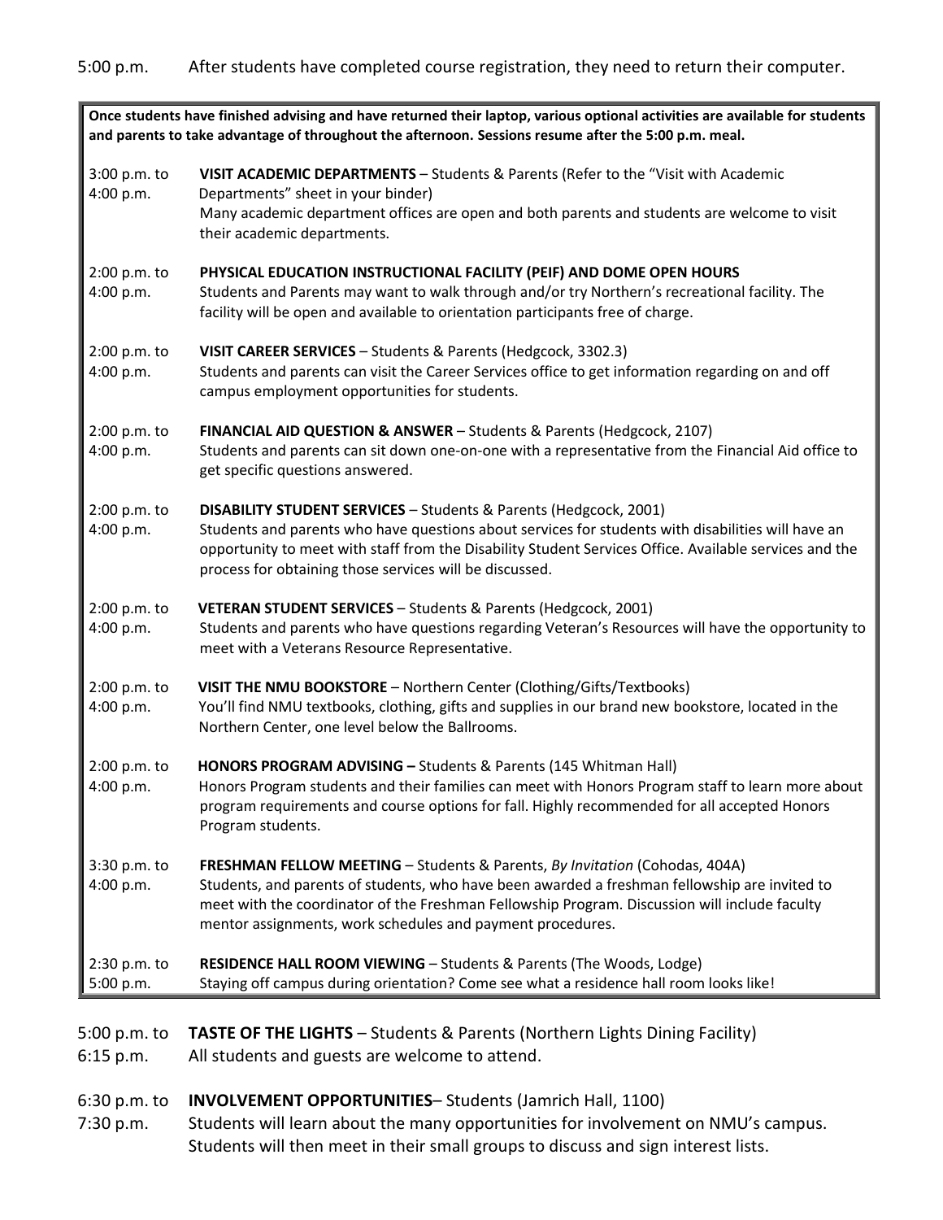5:00 p.m. After students have completed course registration, they need to return their computer.

**Once students have finished advising and have returned their laptop, various optional activities are available for students and parents to take advantage of throughout the afternoon. Sessions resume after the 5:00 p.m. meal.**

3:00 p.m. to 4:00 p.m. **VISIT ACADEMIC DEPARTMENTS** – Students & Parents (Refer to the "Visit with Academic Departments" sheet in your binder)
Many academic department offices are open and both parents and students are welcome to visit their academic departments.

2:00 p.m. to 4:00 p.m. **PHYSICAL EDUCATION INSTRUCTIONAL FACILITY (PEIF) AND DOME OPEN HOURS**
Students and Parents may want to walk through and/or try Northern's recreational facility. The facility will be open and available to orientation participants free of charge.

2:00 p.m. to 4:00 p.m. **VISIT CAREER SERVICES** – Students & Parents (Hedgcock, 3302.3)
Students and parents can visit the Career Services office to get information regarding on and off campus employment opportunities for students.

2:00 p.m. to 4:00 p.m. **FINANCIAL AID QUESTION & ANSWER** – Students & Parents (Hedgcock, 2107)
Students and parents can sit down one-on-one with a representative from the Financial Aid office to get specific questions answered.

2:00 p.m. to 4:00 p.m. **DISABILITY STUDENT SERVICES** – Students & Parents (Hedgcock, 2001)
Students and parents who have questions about services for students with disabilities will have an opportunity to meet with staff from the Disability Student Services Office. Available services and the process for obtaining those services will be discussed.

2:00 p.m. to 4:00 p.m. **VETERAN STUDENT SERVICES** – Students & Parents (Hedgcock, 2001)
Students and parents who have questions regarding Veteran's Resources will have the opportunity to meet with a Veterans Resource Representative.

2:00 p.m. to 4:00 p.m. **VISIT THE NMU BOOKSTORE** – Northern Center (Clothing/Gifts/Textbooks)
You'll find NMU textbooks, clothing, gifts and supplies in our brand new bookstore, located in the Northern Center, one level below the Ballrooms.

2:00 p.m. to 4:00 p.m. **HONORS PROGRAM ADVISING –** Students & Parents (145 Whitman Hall)
Honors Program students and their families can meet with Honors Program staff to learn more about program requirements and course options for fall. Highly recommended for all accepted Honors Program students.

3:30 p.m. to 4:00 p.m. **FRESHMAN FELLOW MEETING** – Students & Parents, *By Invitation* (Cohodas, 404A)
Students, and parents of students, who have been awarded a freshman fellowship are invited to meet with the coordinator of the Freshman Fellowship Program. Discussion will include faculty mentor assignments, work schedules and payment procedures.

2:30 p.m. to 5:00 p.m. **RESIDENCE HALL ROOM VIEWING** – Students & Parents (The Woods, Lodge)
Staying off campus during orientation? Come see what a residence hall room looks like!

5:00 p.m. to 6:15 p.m. **TASTE OF THE LIGHTS** – Students & Parents (Northern Lights Dining Facility)
All students and guests are welcome to attend.

6:30 p.m. to 7:30 p.m. **INVOLVEMENT OPPORTUNITIES**– Students (Jamrich Hall, 1100)
Students will learn about the many opportunities for involvement on NMU's campus. Students will then meet in their small groups to discuss and sign interest lists.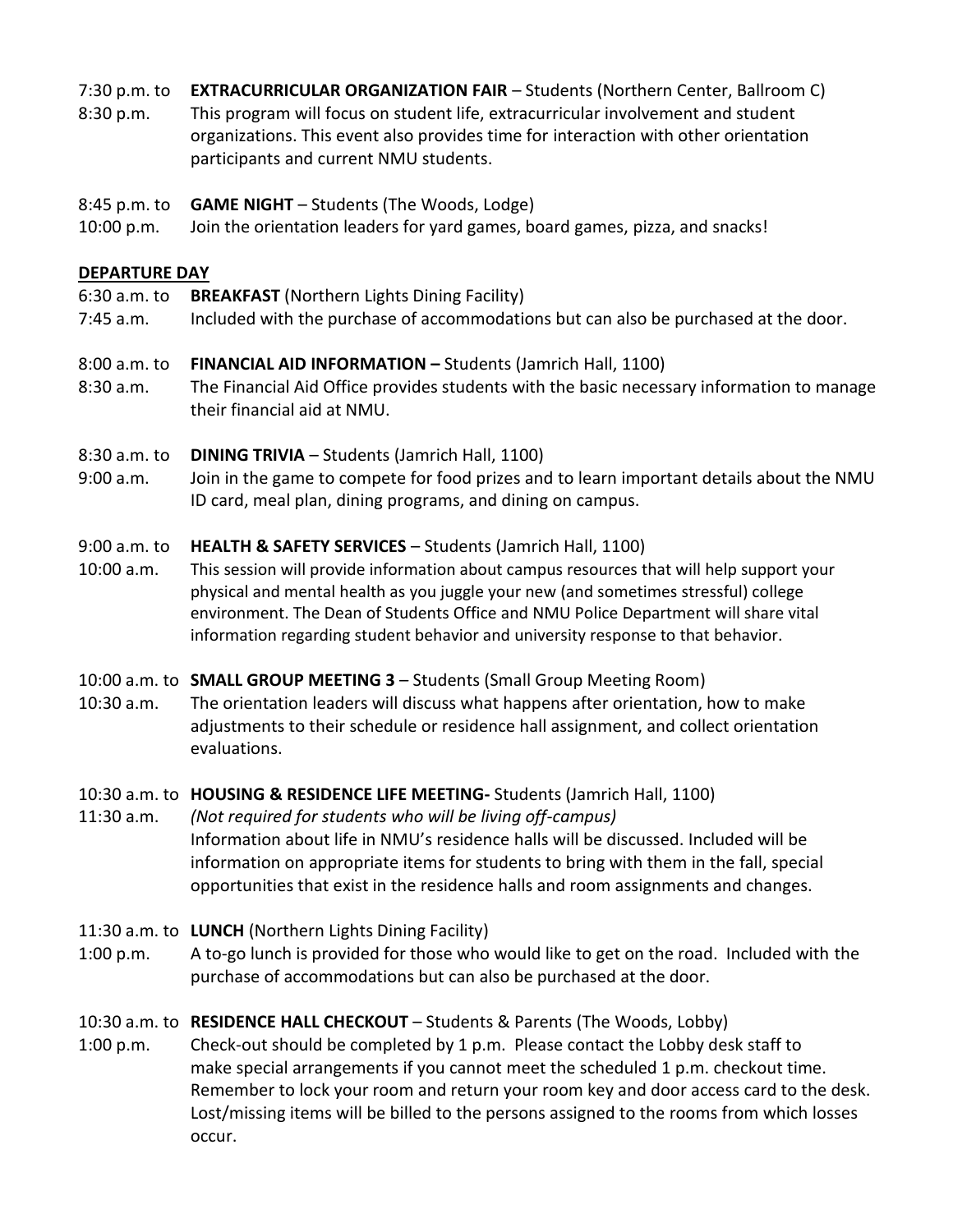7:30 p.m. to 8:30 p.m. **EXTRACURRICULAR ORGANIZATION FAIR** – Students (Northern Center, Ballroom C)
This program will focus on student life, extracurricular involvement and student organizations. This event also provides time for interaction with other orientation participants and current NMU students.

8:45 p.m. to 10:00 p.m. **GAME NIGHT** – Students (The Woods, Lodge)
Join the orientation leaders for yard games, board games, pizza, and snacks!

**DEPARTURE DAY**

6:30 a.m. to 7:45 a.m. **BREAKFAST** (Northern Lights Dining Facility)
Included with the purchase of accommodations but can also be purchased at the door.

8:00 a.m. to 8:30 a.m. **FINANCIAL AID INFORMATION –** Students (Jamrich Hall, 1100)
The Financial Aid Office provides students with the basic necessary information to manage their financial aid at NMU.

8:30 a.m. to 9:00 a.m. **DINING TRIVIA** – Students (Jamrich Hall, 1100)
Join in the game to compete for food prizes and to learn important details about the NMU ID card, meal plan, dining programs, and dining on campus.

9:00 a.m. to 10:00 a.m. **HEALTH & SAFETY SERVICES** – Students (Jamrich Hall, 1100)
This session will provide information about campus resources that will help support your physical and mental health as you juggle your new (and sometimes stressful) college environment. The Dean of Students Office and NMU Police Department will share vital information regarding student behavior and university response to that behavior.

10:00 a.m. to 10:30 a.m. **SMALL GROUP MEETING 3** – Students (Small Group Meeting Room)
The orientation leaders will discuss what happens after orientation, how to make adjustments to their schedule or residence hall assignment, and collect orientation evaluations.

10:30 a.m. to 11:30 a.m. **HOUSING & RESIDENCE LIFE MEETING-** Students (Jamrich Hall, 1100)
*(Not required for students who will be living off-campus)*
Information about life in NMU's residence halls will be discussed. Included will be information on appropriate items for students to bring with them in the fall, special opportunities that exist in the residence halls and room assignments and changes.

11:30 a.m. to 1:00 p.m. **LUNCH** (Northern Lights Dining Facility)
A to-go lunch is provided for those who would like to get on the road. Included with the purchase of accommodations but can also be purchased at the door.

10:30 a.m. to 1:00 p.m. **RESIDENCE HALL CHECKOUT** – Students & Parents (The Woods, Lobby)
Check-out should be completed by 1 p.m. Please contact the Lobby desk staff to make special arrangements if you cannot meet the scheduled 1 p.m. checkout time. Remember to lock your room and return your room key and door access card to the desk. Lost/missing items will be billed to the persons assigned to the rooms from which losses occur.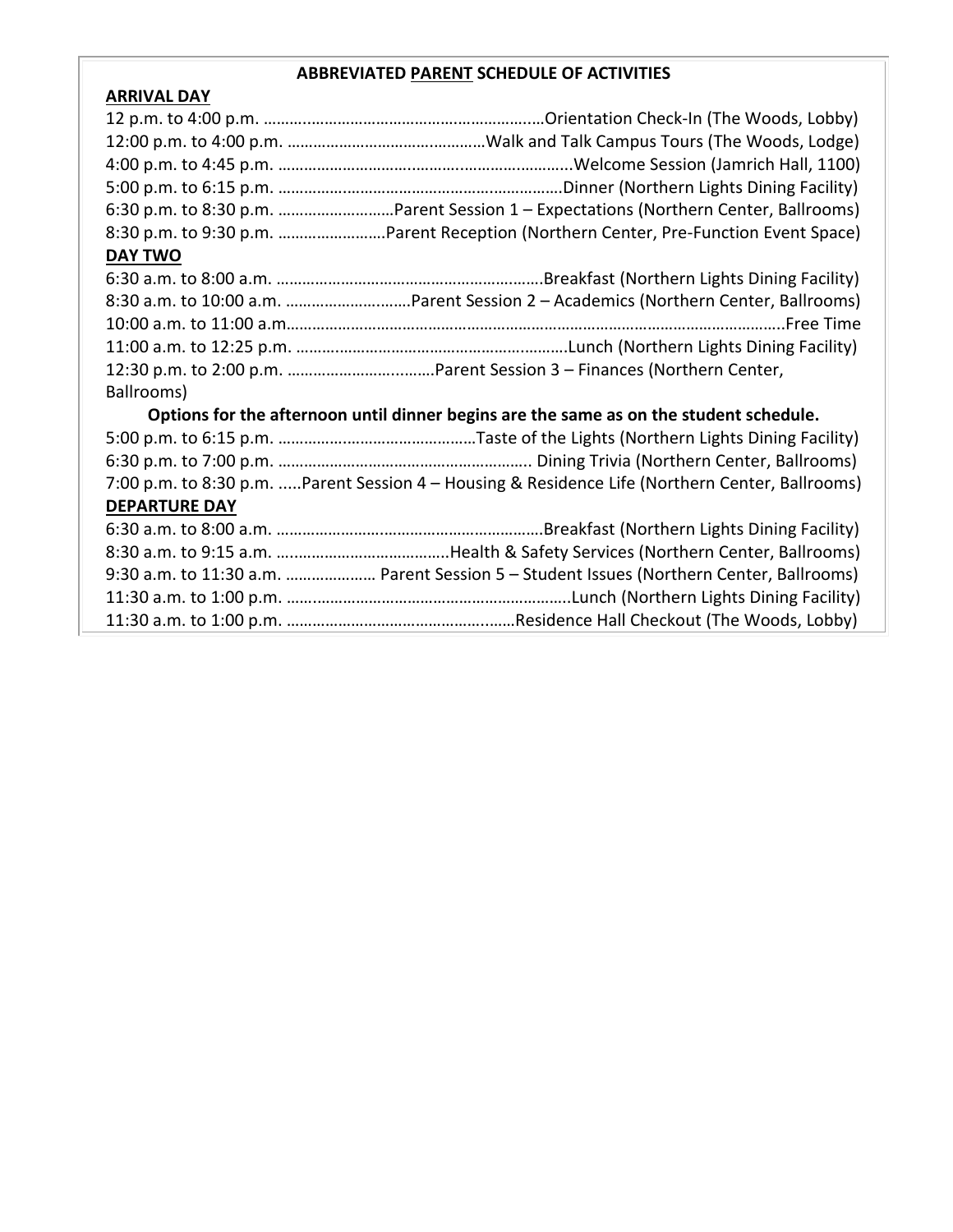## ABBREVIATED **PARENT** SCHEDULE OF ACTIVITIES

**ARRIVAL DAY**

12 p.m. to 4:00 p.m. ……………………………………………………Orientation Check-In (The Woods, Lobby)
12:00 p.m. to 4:00 p.m. ………………………………………Walk and Talk Campus Tours (The Woods, Lodge)
4:00 p.m. to 4:45 p.m. ……………………………………………………Welcome Session (Jamrich Hall, 1100)
5:00 p.m. to 6:15 p.m. …………………………………………………Dinner (Northern Lights Dining Facility)
6:30 p.m. to 8:30 p.m. ………………………Parent Session 1 – Expectations (Northern Center, Ballrooms)
8:30 p.m. to 9:30 p.m. ……………………Parent Reception (Northern Center, Pre-Function Event Space)

**DAY TWO**

6:30 a.m. to 8:00 a.m. …………………………………………………Breakfast (Northern Lights Dining Facility)
8:30 a.m. to 10:00 a.m. ………………………Parent Session 2 – Academics (Northern Center, Ballrooms)
10:00 a.m. to 11:00 a.m……………………………………………………………………………………Free Time
11:00 a.m. to 12:25 p.m. ……………………………………………………Lunch (Northern Lights Dining Facility)
12:30 p.m. to 2:00 p.m. ……………………………Parent Session 3 – Finances (Northern Center, Ballrooms)

**Options for the afternoon until dinner begins are the same as on the student schedule.**

5:00 p.m. to 6:15 p.m. ………………………………………Taste of the Lights (Northern Lights Dining Facility)
6:30 p.m. to 7:00 p.m. …………………………………………………. Dining Trivia (Northern Center, Ballrooms)
7:00 p.m. to 8:30 p.m. .....Parent Session 4 – Housing & Residence Life (Northern Center, Ballrooms)

**DEPARTURE DAY**

6:30 a.m. to 8:00 a.m. …………………………………………………Breakfast (Northern Lights Dining Facility)
8:30 a.m. to 9:15 a.m. …………………………………Health & Safety Services (Northern Center, Ballrooms)
9:30 a.m. to 11:30 a.m. ………………… Parent Session 5 – Student Issues (Northern Center, Ballrooms)
11:30 a.m. to 1:00 p.m. ……………………………………………………Lunch (Northern Lights Dining Facility)
11:30 a.m. to 1:00 p.m. ……………………………………………Residence Hall Checkout (The Woods, Lobby)